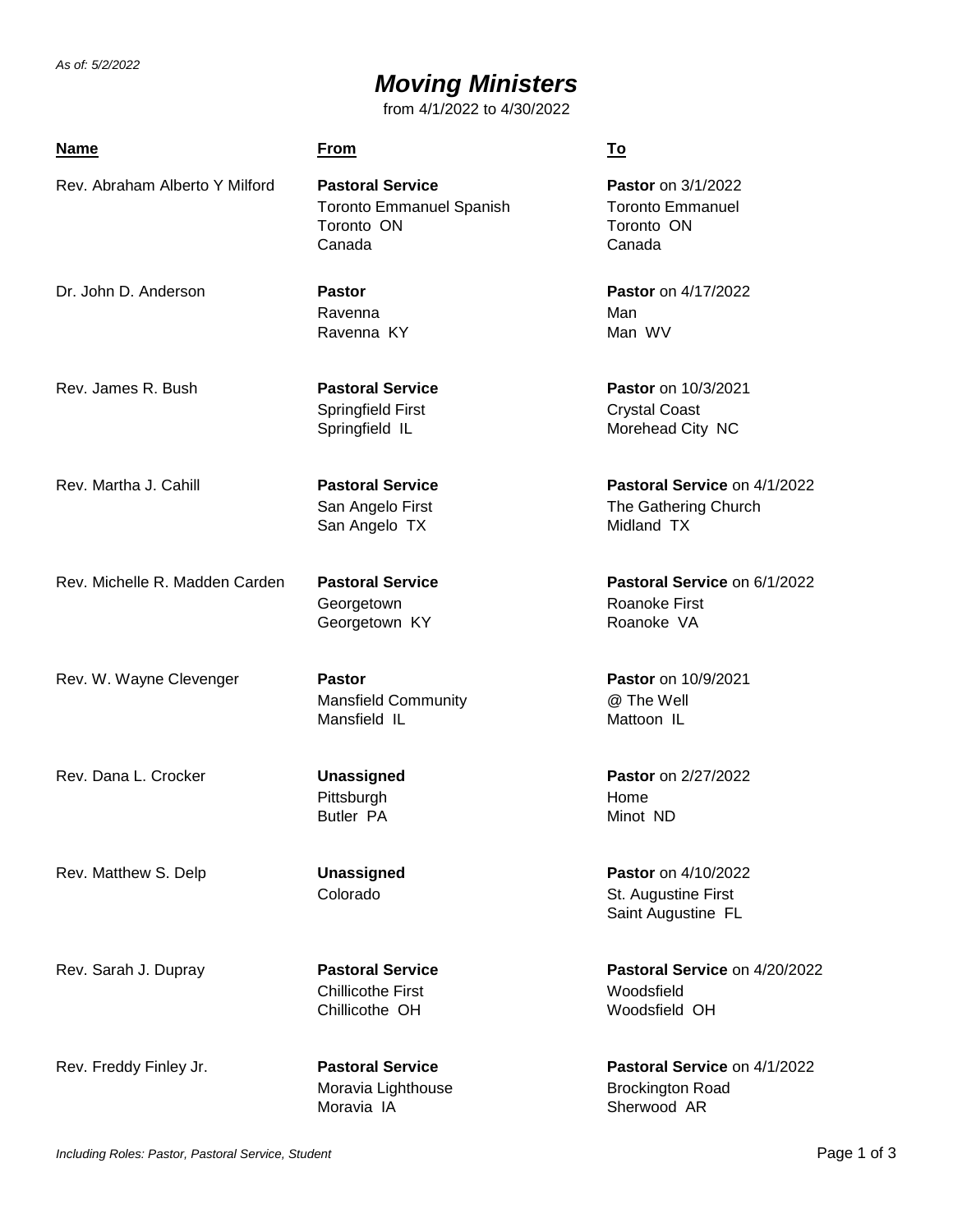*As of: 5/2/2022*

# *Moving Ministers*

from 4/1/2022 to 4/30/2022

| Name | From | To |
| --- | --- | --- |
| Rev. Abraham Alberto Y Milford | **Pastoral Service**<br>Toronto Emmanuel Spanish<br>Toronto ON<br>Canada | **Pastor** on 3/1/2022<br>Toronto Emmanuel<br>Toronto ON<br>Canada |
| Dr. John D. Anderson | **Pastor**<br>Ravenna<br>Ravenna KY | **Pastor** on 4/17/2022<br>Man<br>Man WV |
| Rev. James R. Bush | **Pastoral Service**<br>Springfield First<br>Springfield IL | **Pastor** on 10/3/2021<br>Crystal Coast<br>Morehead City NC |
| Rev. Martha J. Cahill | **Pastoral Service**<br>San Angelo First<br>San Angelo TX | **Pastoral Service** on 4/1/2022<br>The Gathering Church<br>Midland TX |
| Rev. Michelle R. Madden Carden | **Pastoral Service**<br>Georgetown<br>Georgetown KY | **Pastoral Service** on 6/1/2022<br>Roanoke First<br>Roanoke VA |
| Rev. W. Wayne Clevenger | **Pastor**<br>Mansfield Community<br>Mansfield IL | **Pastor** on 10/9/2021<br>@ The Well<br>Mattoon IL |
| Rev. Dana L. Crocker | **Unassigned**<br>Pittsburgh<br>Butler PA | **Pastor** on 2/27/2022<br>Home<br>Minot ND |
| Rev. Matthew S. Delp | **Unassigned**<br>Colorado | **Pastor** on 4/10/2022<br>St. Augustine First<br>Saint Augustine FL |
| Rev. Sarah J. Dupray | **Pastoral Service**<br>Chillicothe First<br>Chillicothe OH | **Pastoral Service** on 4/20/2022<br>Woodsfield<br>Woodsfield OH |
| Rev. Freddy Finley Jr. | **Pastoral Service**<br>Moravia Lighthouse<br>Moravia IA | **Pastoral Service** on 4/1/2022<br>Brockington Road<br>Sherwood AR |

*Including Roles: Pastor, Pastoral Service, Student*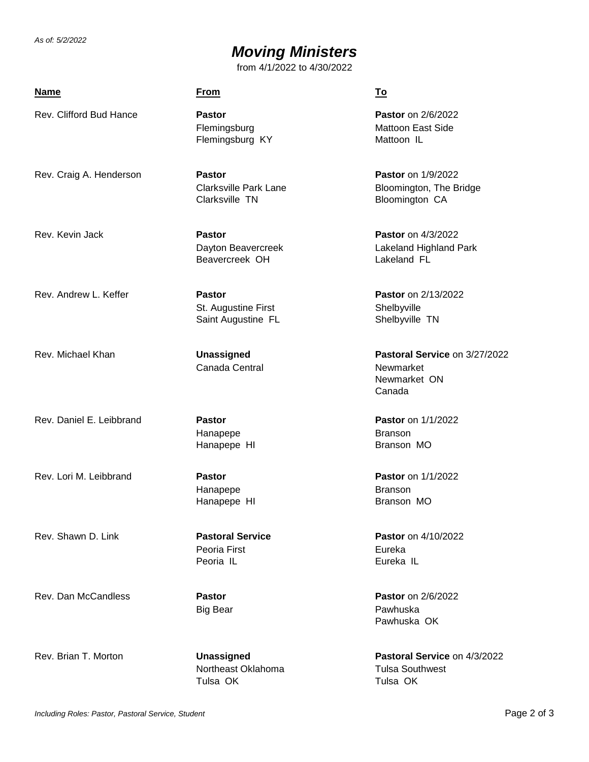*As of: 5/2/2022*

# *Moving Ministers*

from 4/1/2022 to 4/30/2022

| Name | From | To |
|---|---|---|
| Rev. Clifford Bud Hance | **Pastor**<br>Flemingsburg<br>Flemingsburg KY | **Pastor** on 2/6/2022<br>Mattoon East Side<br>Mattoon IL |
| Rev. Craig A. Henderson | **Pastor**<br>Clarksville Park Lane<br>Clarksville TN | **Pastor** on 1/9/2022<br>Bloomington, The Bridge<br>Bloomington CA |
| Rev. Kevin Jack | **Pastor**<br>Dayton Beavercreek<br>Beavercreek OH | **Pastor** on 4/3/2022<br>Lakeland Highland Park<br>Lakeland FL |
| Rev. Andrew L. Keffer | **Pastor**<br>St. Augustine First<br>Saint Augustine FL | **Pastor** on 2/13/2022<br>Shelbyville<br>Shelbyville TN |
| Rev. Michael Khan | **Unassigned**<br>Canada Central | **Pastoral Service** on 3/27/2022<br>Newmarket<br>Newmarket ON<br>Canada |
| Rev. Daniel E. Leibbrand | **Pastor**<br>Hanapepe<br>Hanapepe HI | **Pastor** on 1/1/2022<br>Branson<br>Branson MO |
| Rev. Lori M. Leibbrand | **Pastor**<br>Hanapepe<br>Hanapepe HI | **Pastor** on 1/1/2022<br>Branson<br>Branson MO |
| Rev. Shawn D. Link | **Pastoral Service**<br>Peoria First<br>Peoria IL | **Pastor** on 4/10/2022<br>Eureka<br>Eureka IL |
| Rev. Dan McCandless | **Pastor**<br>Big Bear | **Pastor** on 2/6/2022<br>Pawhuska<br>Pawhuska OK |
| Rev. Brian T. Morton | **Unassigned**<br>Northeast Oklahoma<br>Tulsa OK | **Pastoral Service** on 4/3/2022<br>Tulsa Southwest<br>Tulsa OK |

*Including Roles: Pastor, Pastoral Service, Student*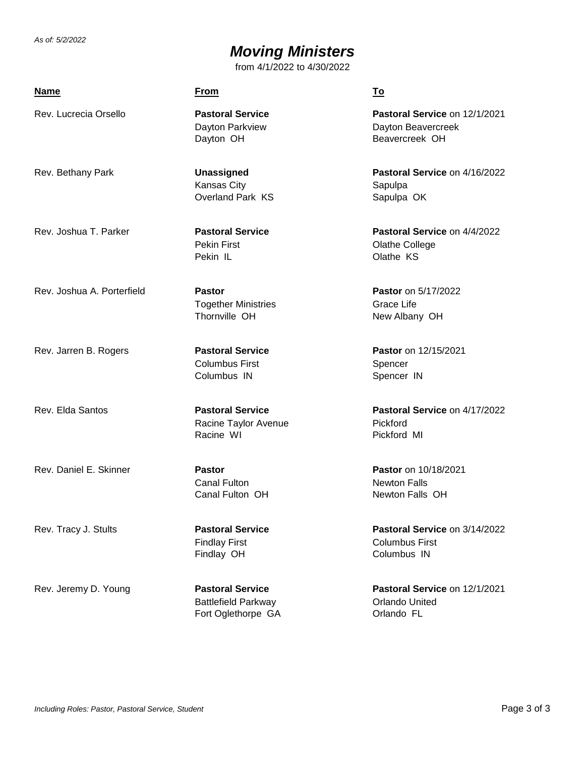*As of: 5/2/2022*

# *Moving Ministers*

from 4/1/2022 to 4/30/2022

| Name | From | To |
|---|---|---|
| Rev. Lucrecia Orsello | **Pastoral Service**<br>Dayton Parkview<br>Dayton OH | **Pastoral Service** on 12/1/2021<br>Dayton Beavercreek<br>Beavercreek OH |
| Rev. Bethany Park | **Unassigned**<br>Kansas City<br>Overland Park KS | **Pastoral Service** on 4/16/2022<br>Sapulpa<br>Sapulpa OK |
| Rev. Joshua T. Parker | **Pastoral Service**<br>Pekin First<br>Pekin IL | **Pastoral Service** on 4/4/2022<br>Olathe College<br>Olathe KS |
| Rev. Joshua A. Porterfield | **Pastor**<br>Together Ministries<br>Thornville OH | **Pastor** on 5/17/2022<br>Grace Life<br>New Albany OH |
| Rev. Jarren B. Rogers | **Pastoral Service**<br>Columbus First<br>Columbus IN | **Pastor** on 12/15/2021<br>Spencer<br>Spencer IN |
| Rev. Elda Santos | **Pastoral Service**<br>Racine Taylor Avenue<br>Racine WI | **Pastoral Service** on 4/17/2022<br>Pickford<br>Pickford MI |
| Rev. Daniel E. Skinner | **Pastor**<br>Canal Fulton<br>Canal Fulton OH | **Pastor** on 10/18/2021<br>Newton Falls<br>Newton Falls OH |
| Rev. Tracy J. Stults | **Pastoral Service**<br>Findlay First<br>Findlay OH | **Pastoral Service** on 3/14/2022<br>Columbus First<br>Columbus IN |
| Rev. Jeremy D. Young | **Pastoral Service**<br>Battlefield Parkway<br>Fort Oglethorpe GA | **Pastoral Service** on 12/1/2021<br>Orlando United<br>Orlando FL |

*Including Roles: Pastor, Pastoral Service, Student*